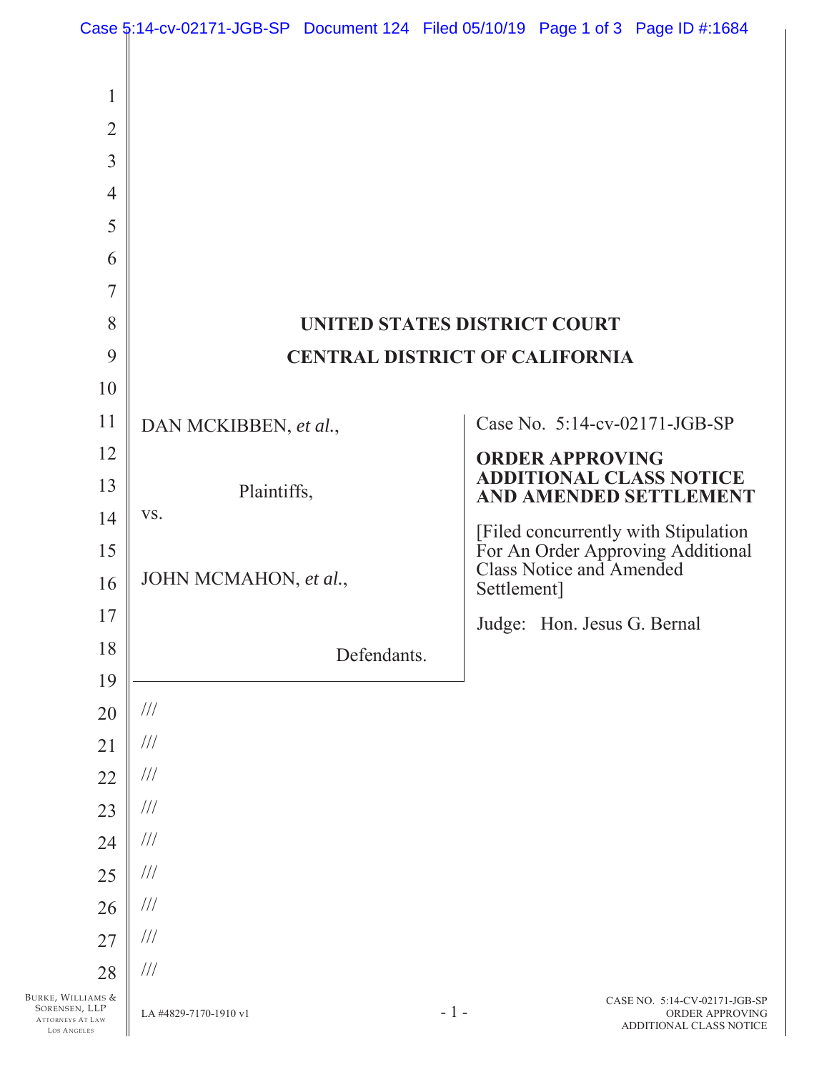# UNITED STATES DISTRICT COURT

# CENTRAL DISTRICT OF CALIFORNIA

DAN MCKIBBEN, *et al.*,

Plaintiffs,

vs.

JOHN MCMAHON, *et al.*,

Defendants.

Case No. 5:14-cv-02171-JGB-SP

**ORDER APPROVING ADDITIONAL CLASS NOTICE AND AMENDED SETTLEMENT**

[Filed concurrently with Stipulation For An Order Approving Additional Class Notice and Amended Settlement]

Judge: Hon. Jesus G. Bernal

///

///

///

///

///

///

///

///

///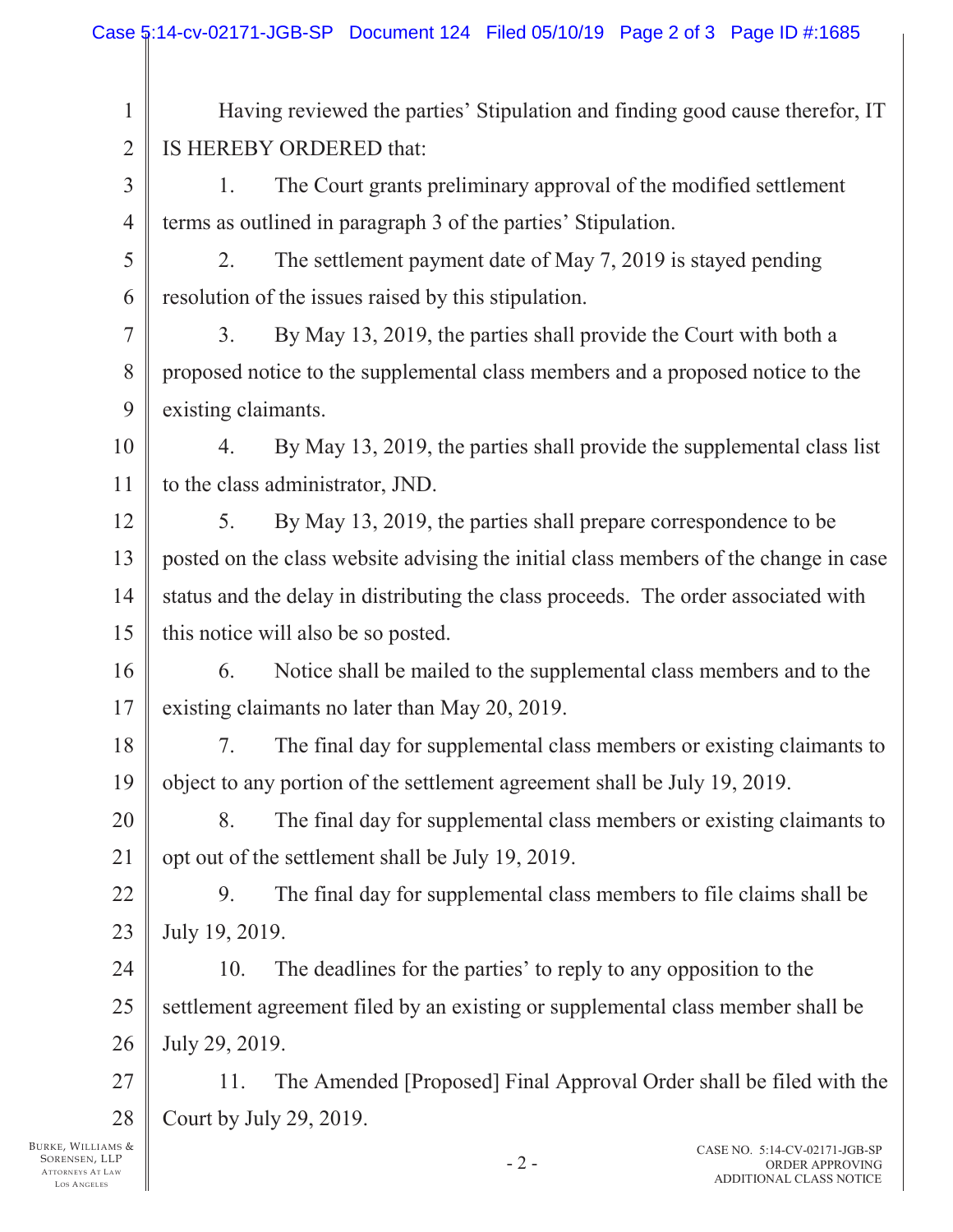Having reviewed the parties' Stipulation and finding good cause therefor, IT IS HEREBY ORDERED that:

1. The Court grants preliminary approval of the modified settlement terms as outlined in paragraph 3 of the parties' Stipulation.

2. The settlement payment date of May 7, 2019 is stayed pending resolution of the issues raised by this stipulation.

3. By May 13, 2019, the parties shall provide the Court with both a proposed notice to the supplemental class members and a proposed notice to the existing claimants.

4. By May 13, 2019, the parties shall provide the supplemental class list to the class administrator, JND.

5. By May 13, 2019, the parties shall prepare correspondence to be posted on the class website advising the initial class members of the change in case status and the delay in distributing the class proceeds. The order associated with this notice will also be so posted.

6. Notice shall be mailed to the supplemental class members and to the existing claimants no later than May 20, 2019.

7. The final day for supplemental class members or existing claimants to object to any portion of the settlement agreement shall be July 19, 2019.

8. The final day for supplemental class members or existing claimants to opt out of the settlement shall be July 19, 2019.

9. The final day for supplemental class members to file claims shall be July 19, 2019.

10. The deadlines for the parties' to reply to any opposition to the settlement agreement filed by an existing or supplemental class member shall be July 29, 2019.

11. The Amended [Proposed] Final Approval Order shall be filed with the Court by July 29, 2019.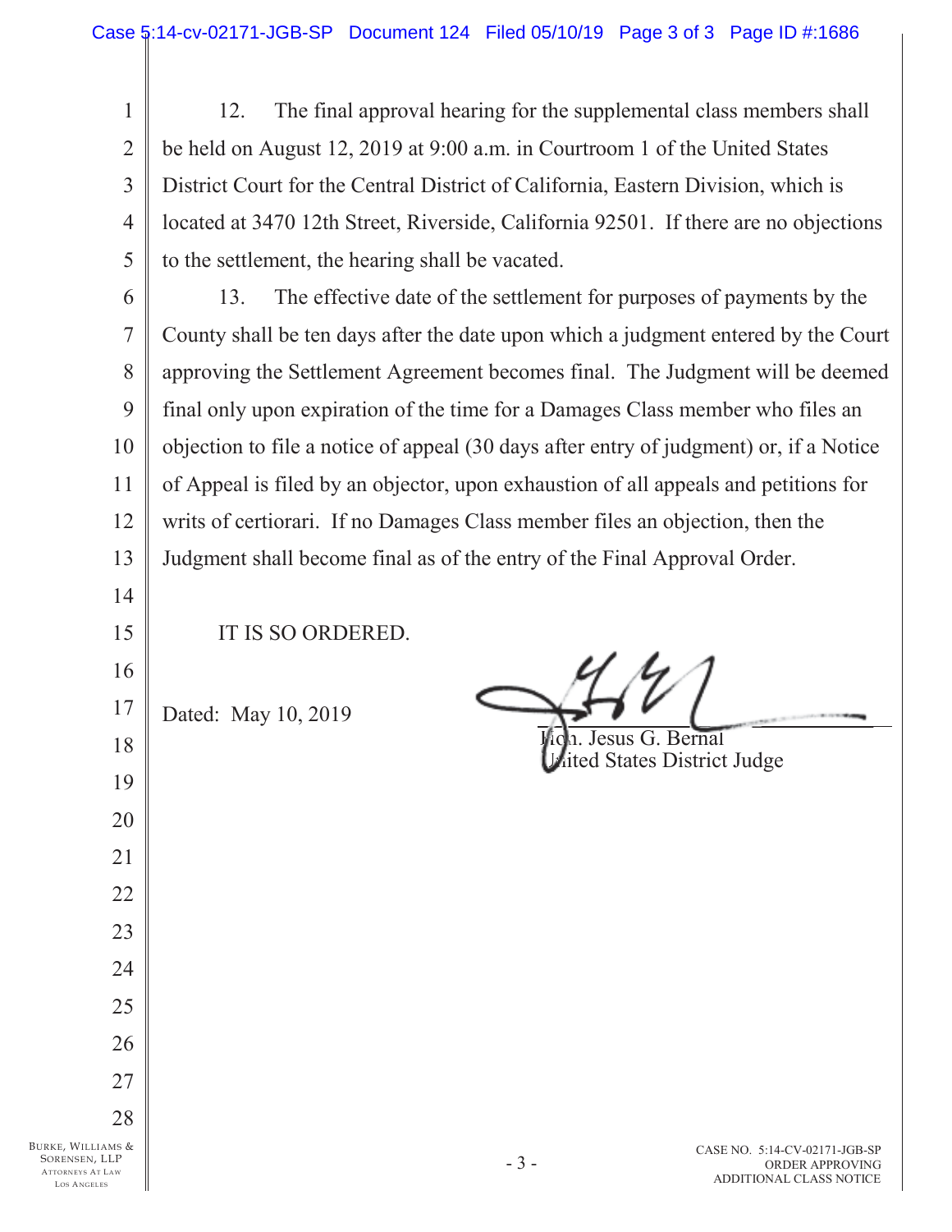12. The final approval hearing for the supplemental class members shall be held on August 12, 2019 at 9:00 a.m. in Courtroom 1 of the United States District Court for the Central District of California, Eastern Division, which is located at 3470 12th Street, Riverside, California 92501. If there are no objections to the settlement, the hearing shall be vacated.

13. The effective date of the settlement for purposes of payments by the County shall be ten days after the date upon which a judgment entered by the Court approving the Settlement Agreement becomes final. The Judgment will be deemed final only upon expiration of the time for a Damages Class member who files an objection to file a notice of appeal (30 days after entry of judgment) or, if a Notice of Appeal is filed by an objector, upon exhaustion of all appeals and petitions for writs of certiorari. If no Damages Class member files an objection, then the Judgment shall become final as of the entry of the Final Approval Order.

IT IS SO ORDERED.

Dated: May 10, 2019

Hon. Jesus G. Bernal
United States District Judge